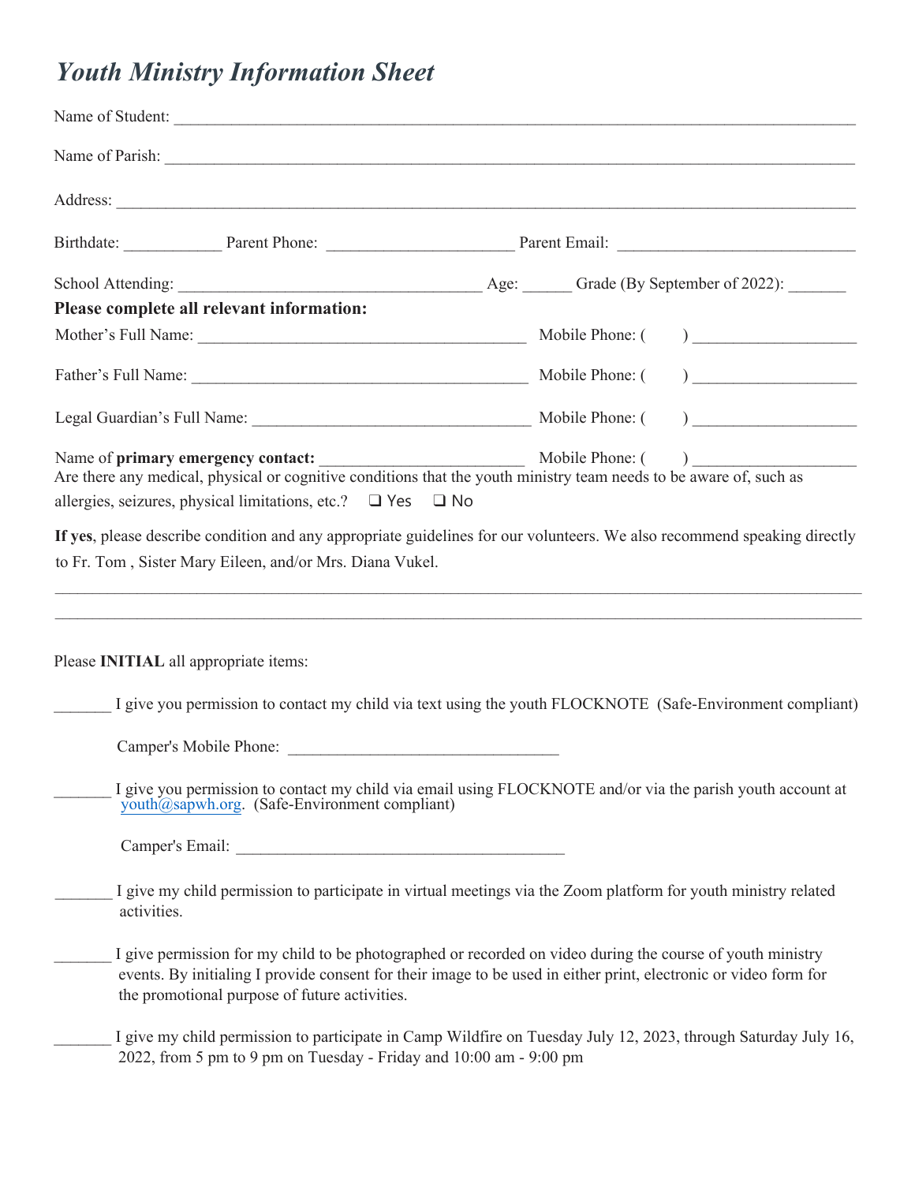# *Youth Ministry Information Sheet*

Name of Student: ______________________________________________________________________________

Name of Parish: _______________________________________________________________________________

Address: _____________________________________________________________________________________

Birthdate: ____________ Parent Phone: ______________________ Parent Email: ____________________________

School Attending: ___________________________________ Age: ______ Grade (By September of 2022): _______

**Please complete all relevant information:**

Mother's Full Name: ________________________________________ Mobile Phone: (      ) ____________________

Father's Full Name: _________________________________________ Mobile Phone: (      ) ____________________

Legal Guardian's Full Name: __________________________________ Mobile Phone: (      ) ____________________

Name of **primary emergency contact:** ________________________ Mobile Phone: (      ) ____________________

Are there any medical, physical or cognitive conditions that the youth ministry team needs to be aware of, such as allergies, seizures, physical limitations, etc.? ❑ Yes ❑ No

**If yes**, please describe condition and any appropriate guidelines for our volunteers. We also recommend speaking directly to Fr. Tom , Sister Mary Eileen, and/or Mrs. Diana Vukel.

______________________________________________________________________________________________

______________________________________________________________________________________________

Please **INITIAL** all appropriate items:

_______ I give you permission to contact my child via text using the youth FLOCKNOTE (Safe-Environment compliant)

Camper's Mobile Phone: _________________________________

_______ I give you permission to contact my child via email using FLOCKNOTE and/or via the parish youth account at youth@sapwh.org. (Safe-Environment compliant)

Camper's Email: ________________________________________

_______ I give my child permission to participate in virtual meetings via the Zoom platform for youth ministry related activities.

_______ I give permission for my child to be photographed or recorded on video during the course of youth ministry events. By initialing I provide consent for their image to be used in either print, electronic or video form for the promotional purpose of future activities.

_______ I give my child permission to participate in Camp Wildfire on Tuesday July 12, 2023, through Saturday July 16, 2022, from 5 pm to 9 pm on Tuesday - Friday and 10:00 am - 9:00 pm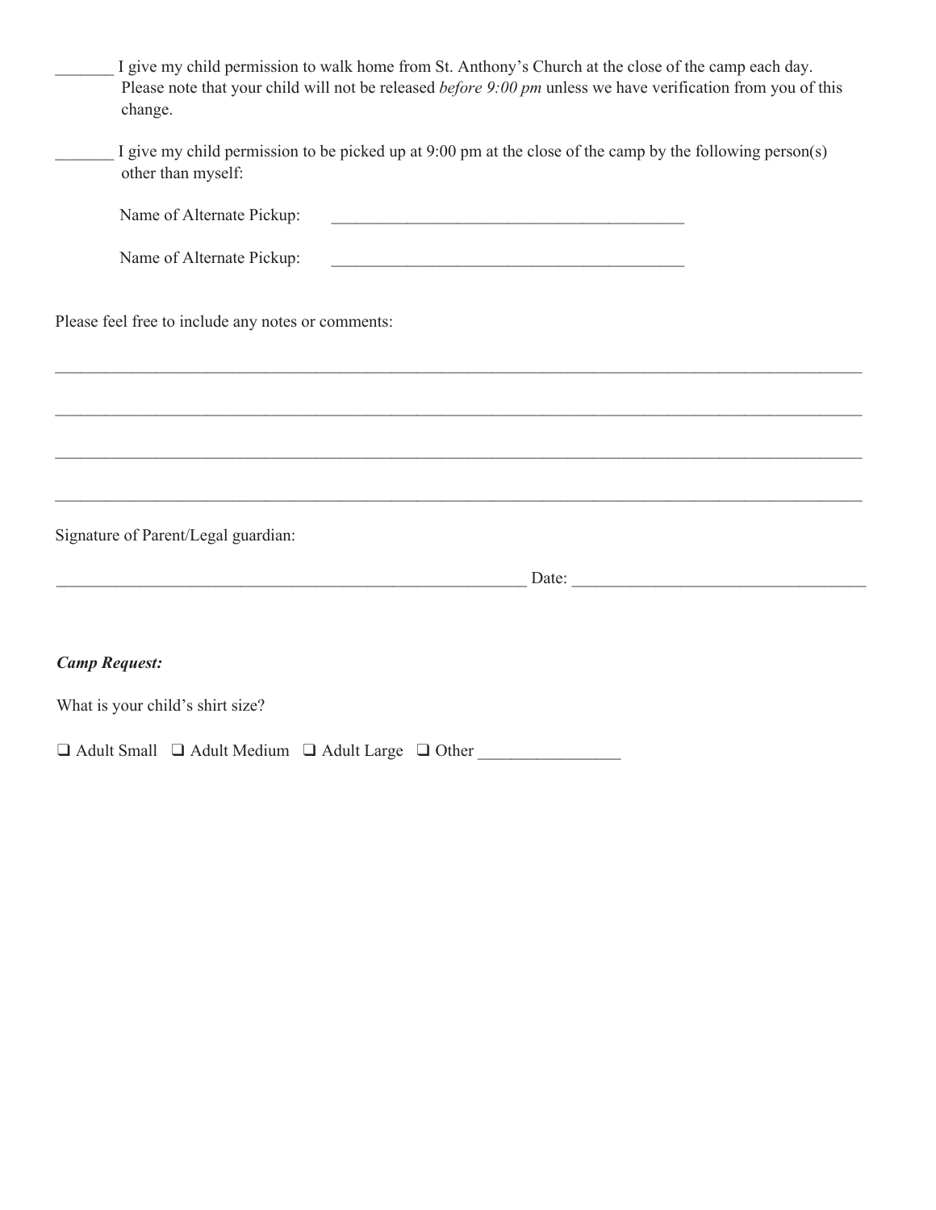_______ I give my child permission to walk home from St. Anthony's Church at the close of the camp each day. Please note that your child will not be released *before 9:00 pm* unless we have verification from you of this change.

_______ I give my child permission to be picked up at 9:00 pm at the close of the camp by the following person(s) other than myself:

Name of Alternate Pickup: ___________________________________________

Name of Alternate Pickup: ___________________________________________

Please feel free to include any notes or comments:

____________________________________________________________________________________________________

____________________________________________________________________________________________________

____________________________________________________________________________________________________

____________________________________________________________________________________________________

Signature of Parent/Legal guardian:

__________________________________________________________ Date: ___________________________________

***Camp Request:***

What is your child's shirt size?

❑ Adult Small ❑ Adult Medium ❑ Adult Large ❑ Other _________________